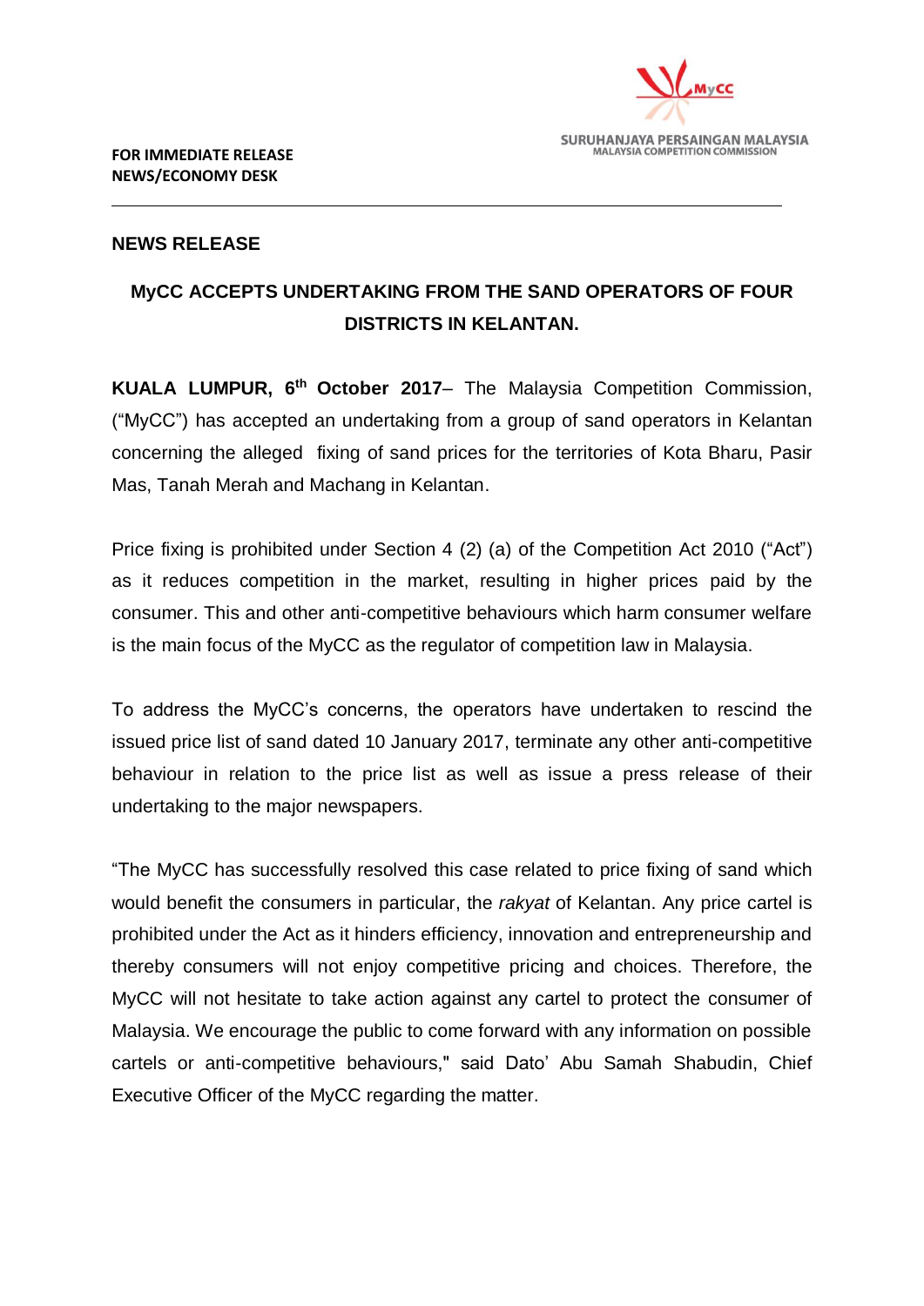SURUHANJAYA PERSAINGAN MALAYSIA
MALAYSIA COMPETITION COMMISSION

**FOR IMMEDIATE RELEASE**
**NEWS/ECONOMY DESK**

---

**NEWS RELEASE**

## MyCC ACCEPTS UNDERTAKING FROM THE SAND OPERATORS OF FOUR DISTRICTS IN KELANTAN.

**KUALA LUMPUR, 6th October 2017**– The Malaysia Competition Commission, ("MyCC") has accepted an undertaking from a group of sand operators in Kelantan concerning the alleged fixing of sand prices for the territories of Kota Bharu, Pasir Mas, Tanah Merah and Machang in Kelantan.

Price fixing is prohibited under Section 4 (2) (a) of the Competition Act 2010 ("Act") as it reduces competition in the market, resulting in higher prices paid by the consumer. This and other anti-competitive behaviours which harm consumer welfare is the main focus of the MyCC as the regulator of competition law in Malaysia.

To address the MyCC's concerns, the operators have undertaken to rescind the issued price list of sand dated 10 January 2017, terminate any other anti-competitive behaviour in relation to the price list as well as issue a press release of their undertaking to the major newspapers.

"The MyCC has successfully resolved this case related to price fixing of sand which would benefit the consumers in particular, the *rakyat* of Kelantan. Any price cartel is prohibited under the Act as it hinders efficiency, innovation and entrepreneurship and thereby consumers will not enjoy competitive pricing and choices. Therefore, the MyCC will not hesitate to take action against any cartel to protect the consumer of Malaysia. We encourage the public to come forward with any information on possible cartels or anti-competitive behaviours," said Dato' Abu Samah Shabudin, Chief Executive Officer of the MyCC regarding the matter.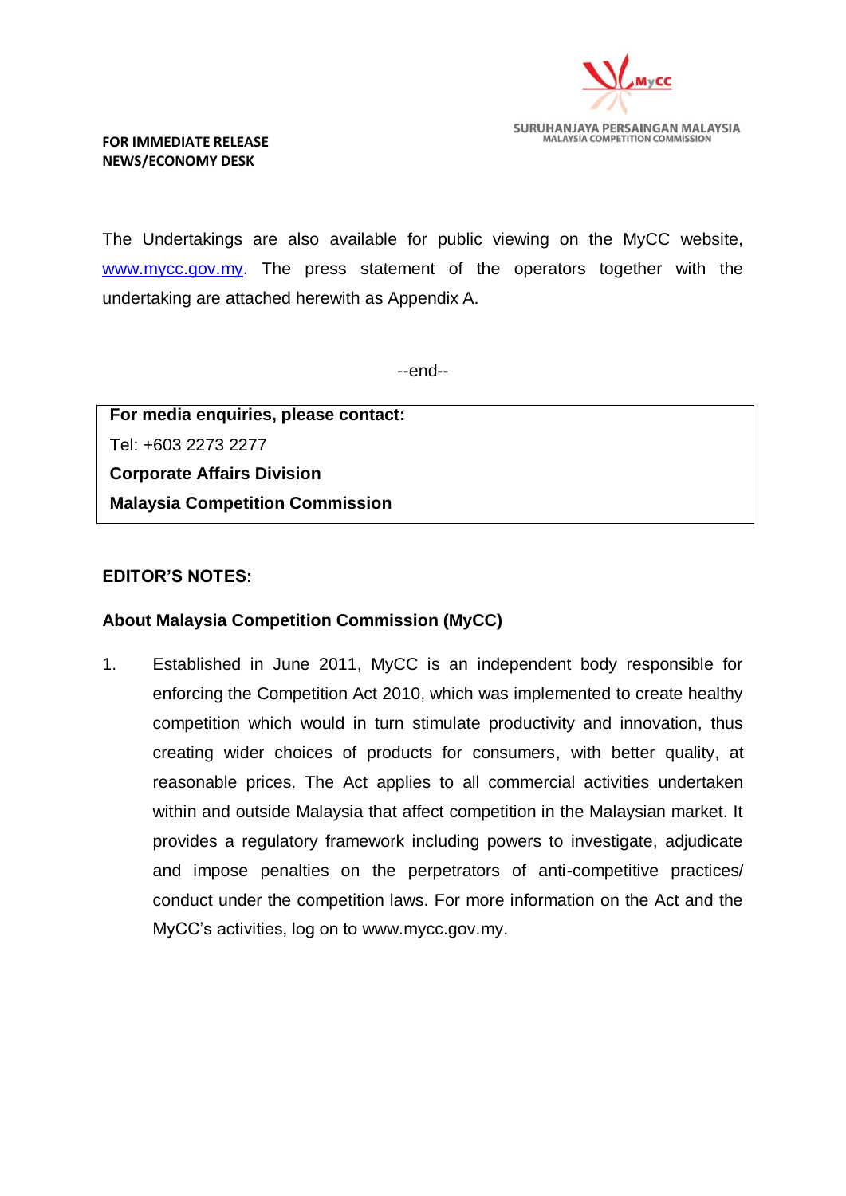**FOR IMMEDIATE RELEASE**
**NEWS/ECONOMY DESK**

The Undertakings are also available for public viewing on the MyCC website, www.mycc.gov.my. The press statement of the operators together with the undertaking are attached herewith as Appendix A.

--end--

**For media enquiries, please contact:**
Tel: +603 2273 2277
**Corporate Affairs Division**
**Malaysia Competition Commission**

**EDITOR'S NOTES:**

**About Malaysia Competition Commission (MyCC)**

1. Established in June 2011, MyCC is an independent body responsible for enforcing the Competition Act 2010, which was implemented to create healthy competition which would in turn stimulate productivity and innovation, thus creating wider choices of products for consumers, with better quality, at reasonable prices. The Act applies to all commercial activities undertaken within and outside Malaysia that affect competition in the Malaysian market. It provides a regulatory framework including powers to investigate, adjudicate and impose penalties on the perpetrators of anti-competitive practices/ conduct under the competition laws. For more information on the Act and the MyCC's activities, log on to www.mycc.gov.my.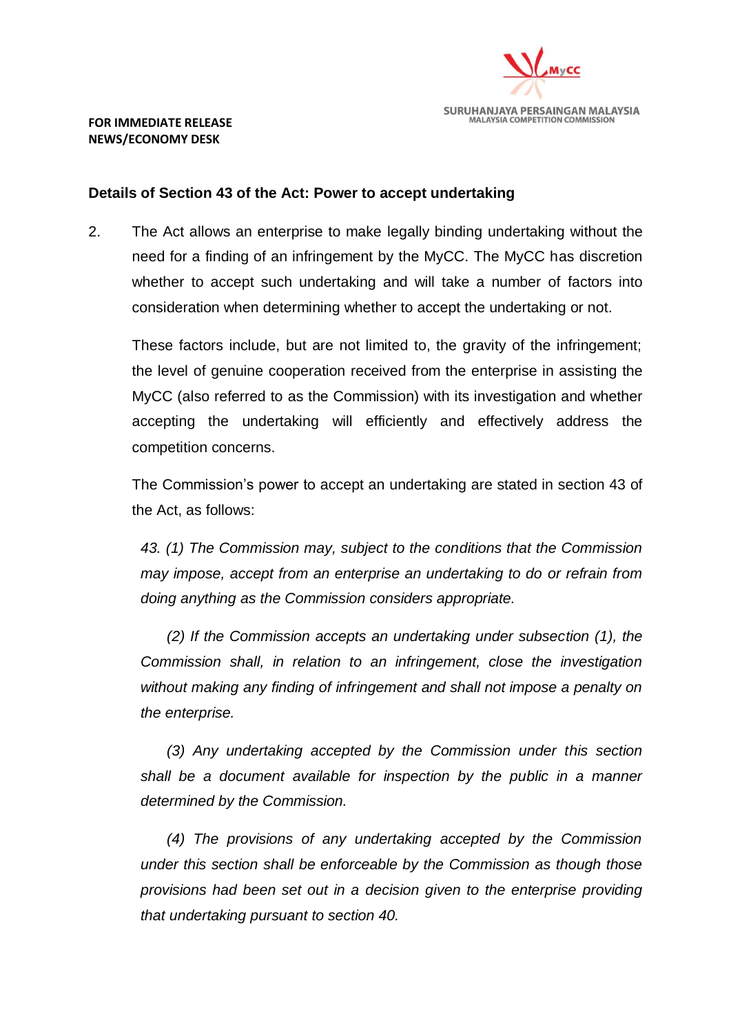**FOR IMMEDIATE RELEASE**
**NEWS/ECONOMY DESK**

SURUHANJAYA PERSAINGAN MALAYSIA
MALAYSIA COMPETITION COMMISSION

**Details of Section 43 of the Act: Power to accept undertaking**

2. The Act allows an enterprise to make legally binding undertaking without the need for a finding of an infringement by the MyCC. The MyCC has discretion whether to accept such undertaking and will take a number of factors into consideration when determining whether to accept the undertaking or not.

   These factors include, but are not limited to, the gravity of the infringement; the level of genuine cooperation received from the enterprise in assisting the MyCC (also referred to as the Commission) with its investigation and whether accepting the undertaking will efficiently and effectively address the competition concerns.

   The Commission's power to accept an undertaking are stated in section 43 of the Act, as follows:

   *43. (1) The Commission may, subject to the conditions that the Commission may impose, accept from an enterprise an undertaking to do or refrain from doing anything as the Commission considers appropriate.*

   *(2) If the Commission accepts an undertaking under subsection (1), the Commission shall, in relation to an infringement, close the investigation without making any finding of infringement and shall not impose a penalty on the enterprise.*

   *(3) Any undertaking accepted by the Commission under this section shall be a document available for inspection by the public in a manner determined by the Commission.*

   *(4) The provisions of any undertaking accepted by the Commission under this section shall be enforceable by the Commission as though those provisions had been set out in a decision given to the enterprise providing that undertaking pursuant to section 40.*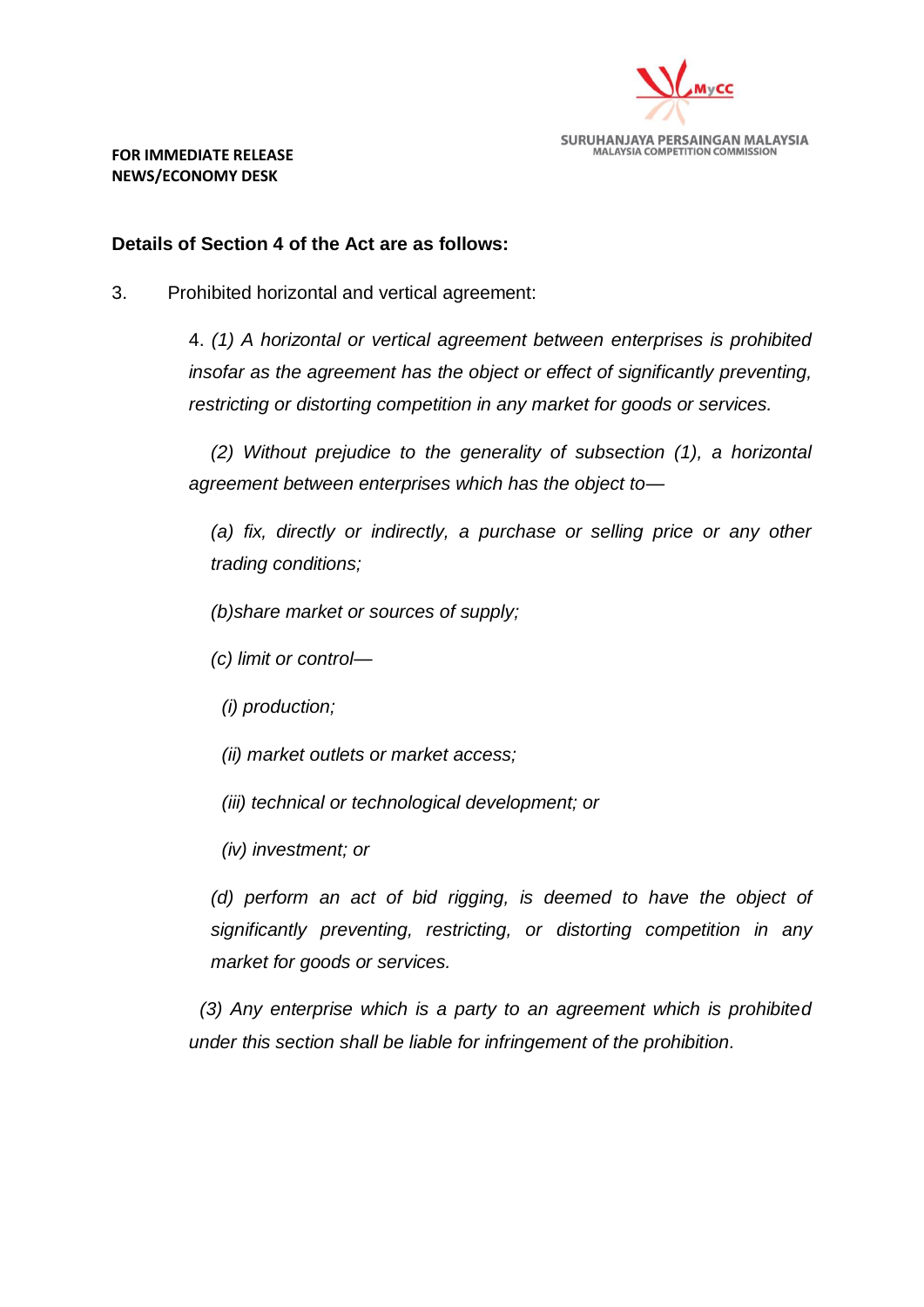**FOR IMMEDIATE RELEASE**
**NEWS/ECONOMY DESK**

**Details of Section 4 of the Act are as follows:**

3. Prohibited horizontal and vertical agreement:

4. *(1) A horizontal or vertical agreement between enterprises is prohibited insofar as the agreement has the object or effect of significantly preventing, restricting or distorting competition in any market for goods or services.*

*(2) Without prejudice to the generality of subsection (1), a horizontal agreement between enterprises which has the object to—*

*(a) fix, directly or indirectly, a purchase or selling price or any other trading conditions;*

*(b)share market or sources of supply;*

*(c) limit or control—*

*(i) production;*

*(ii) market outlets or market access;*

*(iii) technical or technological development; or*

*(iv) investment; or*

*(d) perform an act of bid rigging, is deemed to have the object of significantly preventing, restricting, or distorting competition in any market for goods or services.*

*(3) Any enterprise which is a party to an agreement which is prohibited under this section shall be liable for infringement of the prohibition.*